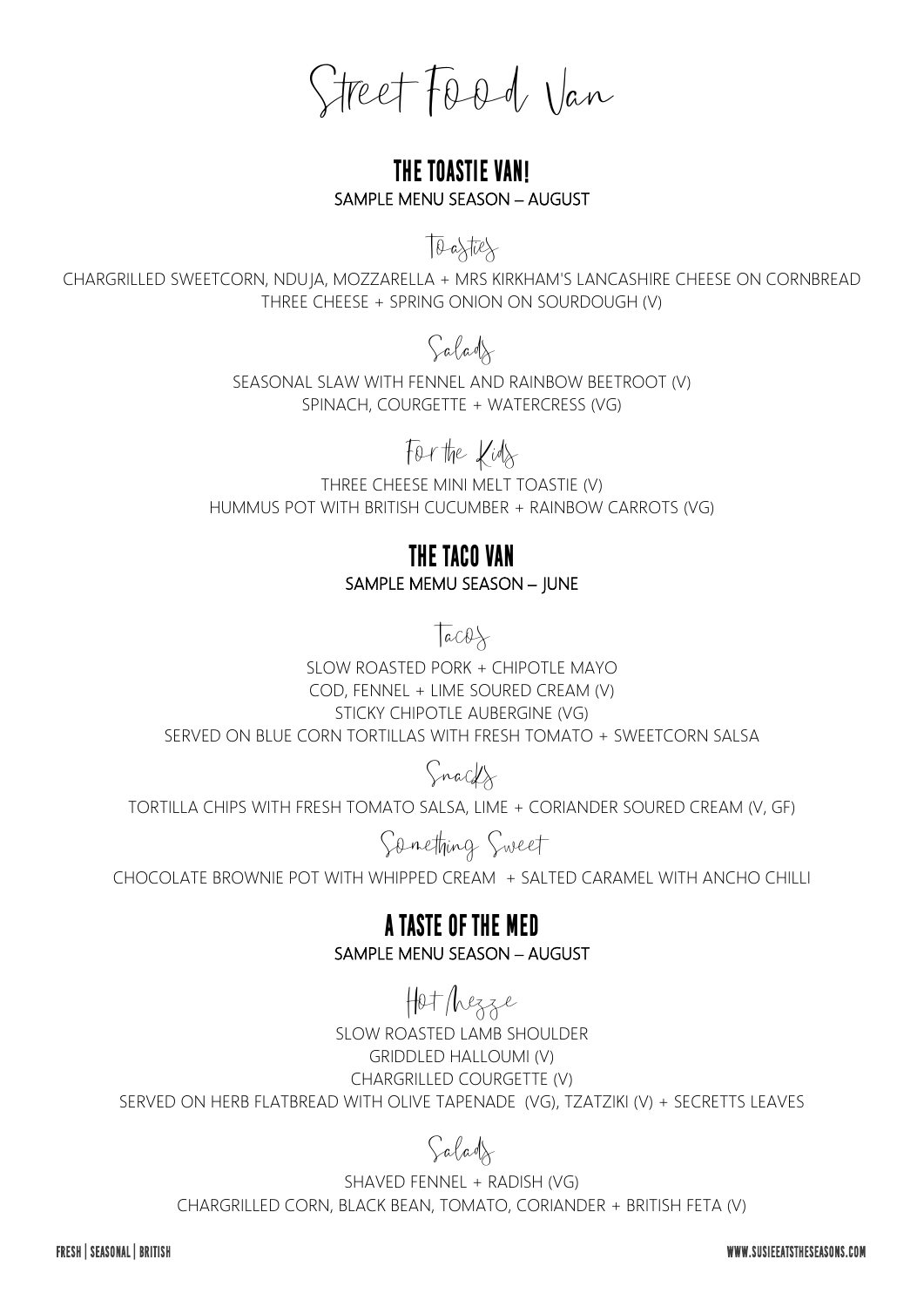# Street Food Van

## THE TOASTIE VAN!

SAMPLE MENU SEASON – AUGUST

### Toasties

CHARGRILLED SWEETCORN, NDUJA, MOZZARELLA + MRS KIRKHAM'S LANCASHIRE CHEESE ON CORNBREAD
THREE CHEESE + SPRING ONION ON SOURDOUGH (V)

### Salads

SEASONAL SLAW WITH FENNEL AND RAINBOW BEETROOT (V)
SPINACH, COURGETTE + WATERCRESS (VG)

### For the Kids

THREE CHEESE MINI MELT TOASTIE (V)
HUMMUS POT WITH BRITISH CUCUMBER + RAINBOW CARROTS (VG)

## THE TACO VAN

SAMPLE MEMU SEASON – JUNE

### Tacos

SLOW ROASTED PORK + CHIPOTLE MAYO
COD, FENNEL + LIME SOURED CREAM (V)
STICKY CHIPOTLE AUBERGINE (VG)
SERVED ON BLUE CORN TORTILLAS WITH FRESH TOMATO + SWEETCORN SALSA

### Snacks

TORTILLA CHIPS WITH FRESH TOMATO SALSA, LIME + CORIANDER SOURED CREAM (V, GF)

### Something Sweet

CHOCOLATE BROWNIE POT WITH WHIPPED CREAM + SALTED CARAMEL WITH ANCHO CHILLI

## A TASTE OF THE MED

SAMPLE MENU SEASON – AUGUST

### Hot Mezze

SLOW ROASTED LAMB SHOULDER
GRIDDLED HALLOUMI (V)
CHARGRILLED COURGETTE (V)
SERVED ON HERB FLATBREAD WITH OLIVE TAPENADE (VG), TZATZIKI (V) + SECRETTS LEAVES

### Salads

SHAVED FENNEL + RADISH (VG)
CHARGRILLED CORN, BLACK BEAN, TOMATO, CORIANDER + BRITISH FETA (V)

FRESH | SEASONAL | BRITISH

WWW.SUSIEEATSTHESEASONS.COM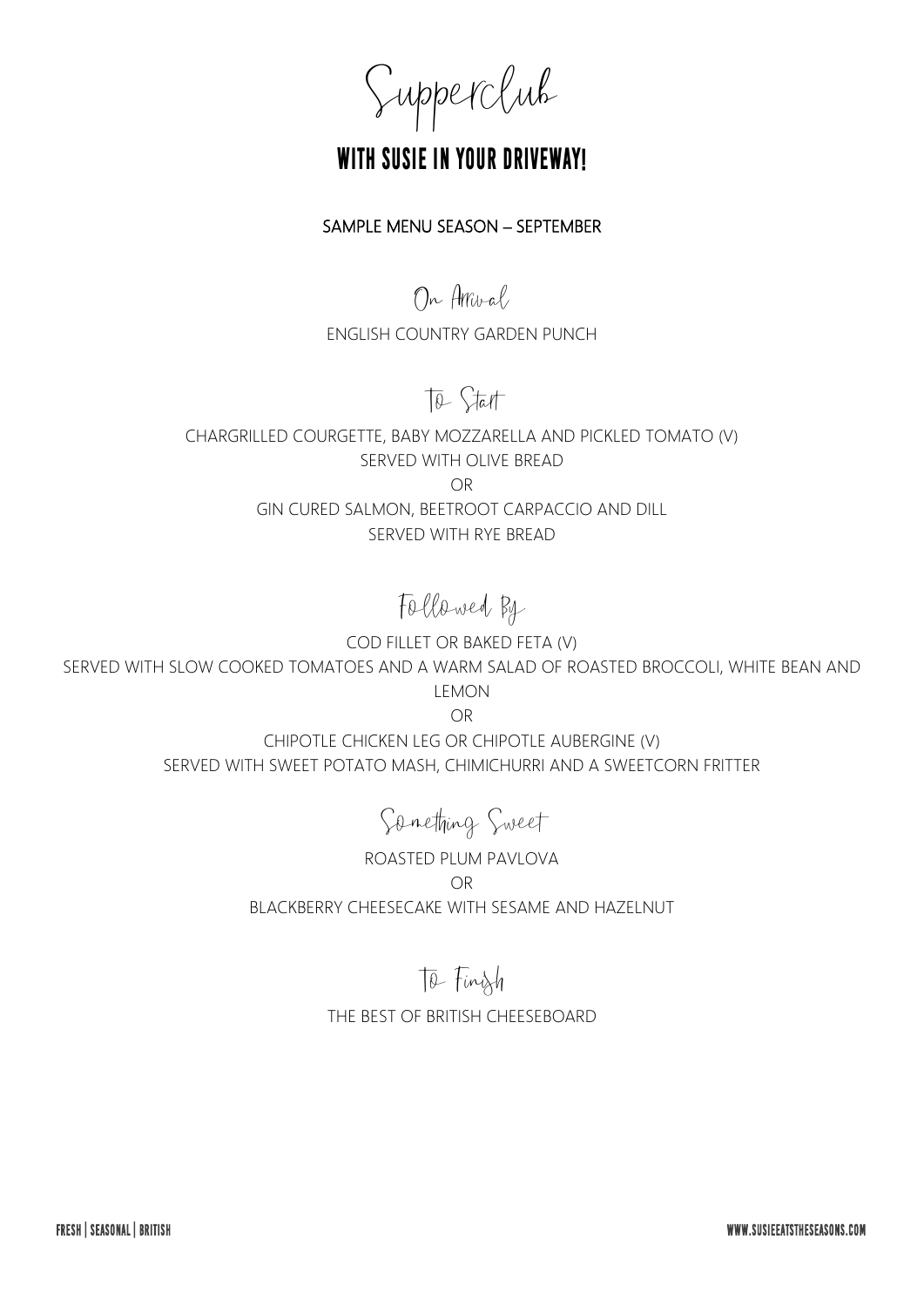# Supperclub

## WITH SUSIE IN YOUR DRIVEWAY!

**SAMPLE MENU SEASON – SEPTEMBER**

### On Arrival

ENGLISH COUNTRY GARDEN PUNCH

### To Start

CHARGRILLED COURGETTE, BABY MOZZARELLA AND PICKLED TOMATO (V)
SERVED WITH OLIVE BREAD
OR
GIN CURED SALMON, BEETROOT CARPACCIO AND DILL
SERVED WITH RYE BREAD

### Followed By

COD FILLET OR BAKED FETA (V)
SERVED WITH SLOW COOKED TOMATOES AND A WARM SALAD OF ROASTED BROCCOLI, WHITE BEAN AND LEMON
OR
CHIPOTLE CHICKEN LEG OR CHIPOTLE AUBERGINE (V)
SERVED WITH SWEET POTATO MASH, CHIMICHURRI AND A SWEETCORN FRITTER

### Something Sweet

ROASTED PLUM PAVLOVA
OR
BLACKBERRY CHEESECAKE WITH SESAME AND HAZELNUT

### To Finish

THE BEST OF BRITISH CHEESEBOARD

FRESH | SEASONAL | BRITISH

WWW.SUSIEEATSTHESEASONS.COM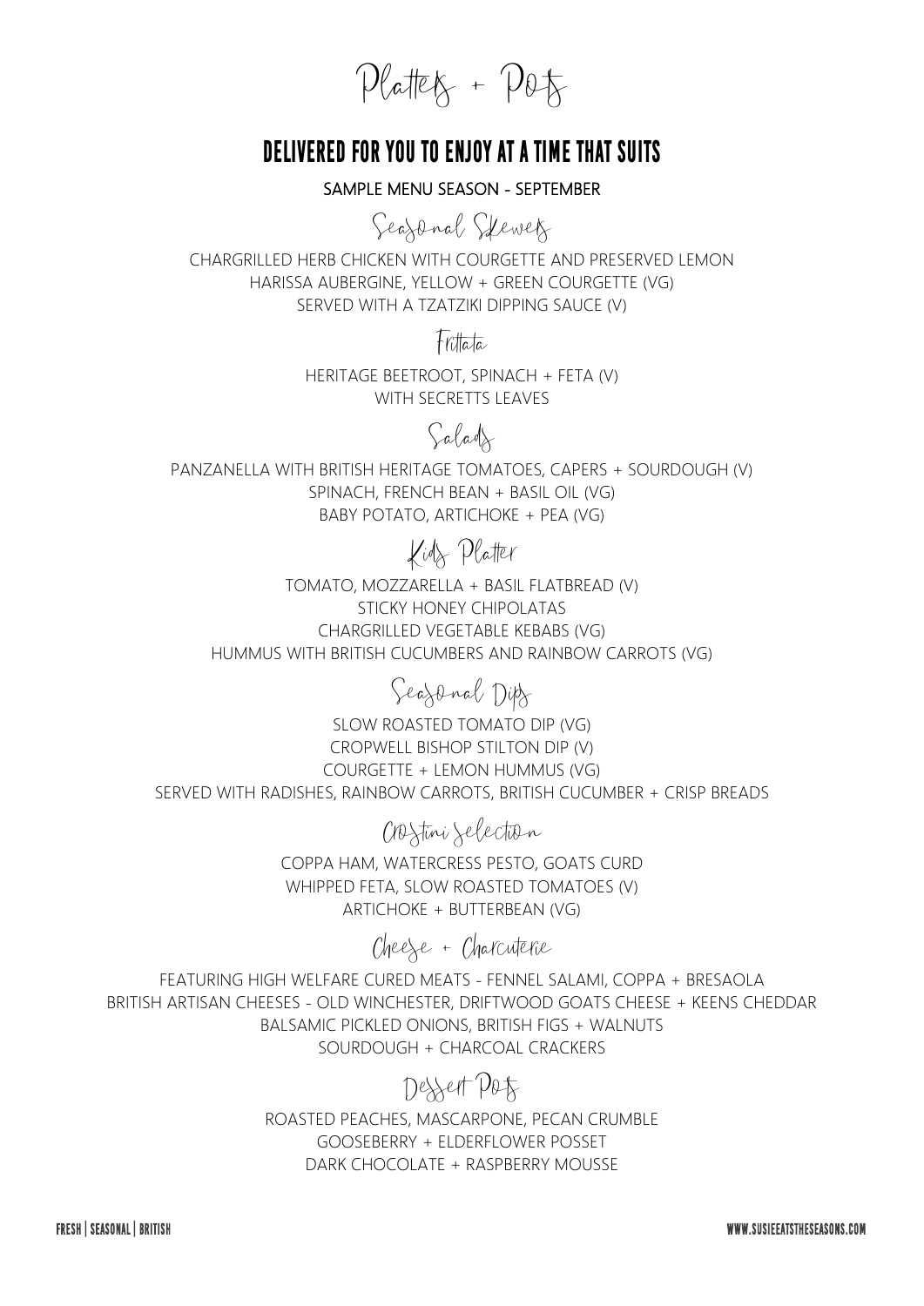# Platters + Pots

## DELIVERED FOR YOU TO ENJOY AT A TIME THAT SUITS

**SAMPLE MENU SEASON - SEPTEMBER**

### Seasonal Skewers

CHARGRILLED HERB CHICKEN WITH COURGETTE AND PRESERVED LEMON
HARISSA AUBERGINE, YELLOW + GREEN COURGETTE (VG)
SERVED WITH A TZATZIKI DIPPING SAUCE (V)

### Frittata

HERITAGE BEETROOT, SPINACH + FETA (V)
WITH SECRETTS LEAVES

### Salads

PANZANELLA WITH BRITISH HERITAGE TOMATOES, CAPERS + SOURDOUGH (V)
SPINACH, FRENCH BEAN + BASIL OIL (VG)
BABY POTATO, ARTICHOKE + PEA (VG)

### Kids Platter

TOMATO, MOZZARELLA + BASIL FLATBREAD (V)
STICKY HONEY CHIPOLATAS
CHARGRILLED VEGETABLE KEBABS (VG)
HUMMUS WITH BRITISH CUCUMBERS AND RAINBOW CARROTS (VG)

### Seasonal Dips

SLOW ROASTED TOMATO DIP (VG)
CROPWELL BISHOP STILTON DIP (V)
COURGETTE + LEMON HUMMUS (VG)
SERVED WITH RADISHES, RAINBOW CARROTS, BRITISH CUCUMBER + CRISP BREADS

### Crostini Selection

COPPA HAM, WATERCRESS PESTO, GOATS CURD
WHIPPED FETA, SLOW ROASTED TOMATOES (V)
ARTICHOKE + BUTTERBEAN (VG)

### Cheese + Charcuterie

FEATURING HIGH WELFARE CURED MEATS - FENNEL SALAMI, COPPA + BRESAOLA
BRITISH ARTISAN CHEESES - OLD WINCHESTER, DRIFTWOOD GOATS CHEESE + KEENS CHEDDAR
BALSAMIC PICKLED ONIONS, BRITISH FIGS + WALNUTS
SOURDOUGH + CHARCOAL CRACKERS

### Dessert Pots

ROASTED PEACHES, MASCARPONE, PECAN CRUMBLE
GOOSEBERRY + ELDERFLOWER POSSET
DARK CHOCOLATE + RASPBERRY MOUSSE

**FRESH | SEASONAL | BRITISH**

**WWW.SUSIEEATSTHESEASONS.COM**